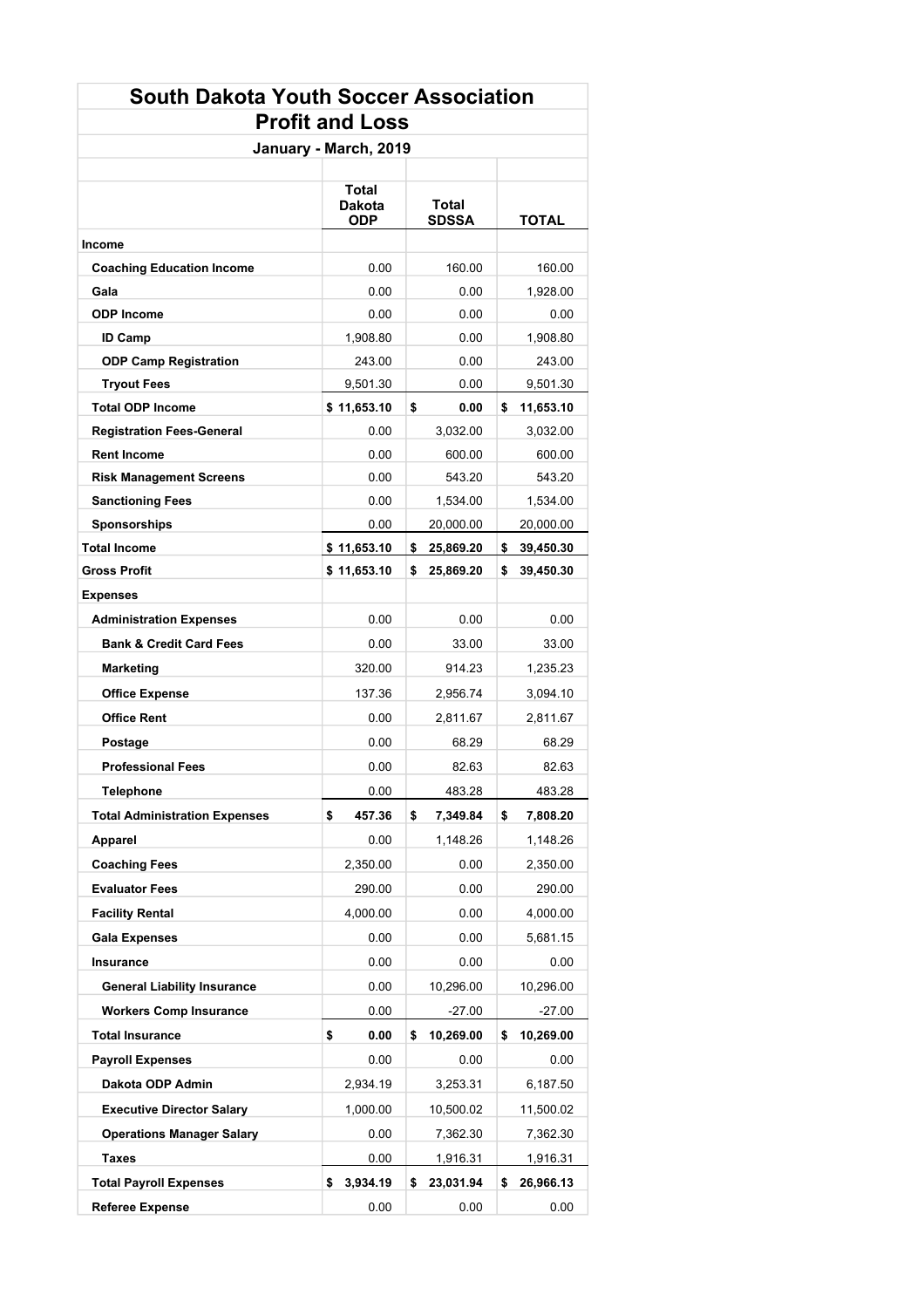# South Dakota Youth Soccer Association
## Profit and Loss
### January - March, 2019

| | Total Dakota ODP | Total SDSSA | TOTAL |
|---|---|---|---|
| **Income** | | | |
| **Coaching Education Income** | 0.00 | 160.00 | 160.00 |
| **Gala** | 0.00 | 0.00 | 1,928.00 |
| **ODP Income** | 0.00 | 0.00 | 0.00 |
| **ID Camp** | 1,908.80 | 0.00 | 1,908.80 |
| **ODP Camp Registration** | 243.00 | 0.00 | 243.00 |
| **Tryout Fees** | 9,501.30 | 0.00 | 9,501.30 |
| **Total ODP Income** | **$ 11,653.10** | **$ 0.00** | **$ 11,653.10** |
| **Registration Fees-General** | 0.00 | 3,032.00 | 3,032.00 |
| **Rent Income** | 0.00 | 600.00 | 600.00 |
| **Risk Management Screens** | 0.00 | 543.20 | 543.20 |
| **Sanctioning Fees** | 0.00 | 1,534.00 | 1,534.00 |
| **Sponsorships** | 0.00 | 20,000.00 | 20,000.00 |
| **Total Income** | **$ 11,653.10** | **$ 25,869.20** | **$ 39,450.30** |
| **Gross Profit** | **$ 11,653.10** | **$ 25,869.20** | **$ 39,450.30** |
| **Expenses** | | | |
| **Administration Expenses** | 0.00 | 0.00 | 0.00 |
| **Bank & Credit Card Fees** | 0.00 | 33.00 | 33.00 |
| **Marketing** | 320.00 | 914.23 | 1,235.23 |
| **Office Expense** | 137.36 | 2,956.74 | 3,094.10 |
| **Office Rent** | 0.00 | 2,811.67 | 2,811.67 |
| **Postage** | 0.00 | 68.29 | 68.29 |
| **Professional Fees** | 0.00 | 82.63 | 82.63 |
| **Telephone** | 0.00 | 483.28 | 483.28 |
| **Total Administration Expenses** | **$ 457.36** | **$ 7,349.84** | **$ 7,808.20** |
| **Apparel** | 0.00 | 1,148.26 | 1,148.26 |
| **Coaching Fees** | 2,350.00 | 0.00 | 2,350.00 |
| **Evaluator Fees** | 290.00 | 0.00 | 290.00 |
| **Facility Rental** | 4,000.00 | 0.00 | 4,000.00 |
| **Gala Expenses** | 0.00 | 0.00 | 5,681.15 |
| **Insurance** | 0.00 | 0.00 | 0.00 |
| **General Liability Insurance** | 0.00 | 10,296.00 | 10,296.00 |
| **Workers Comp Insurance** | 0.00 | -27.00 | -27.00 |
| **Total Insurance** | **$ 0.00** | **$ 10,269.00** | **$ 10,269.00** |
| **Payroll Expenses** | 0.00 | 0.00 | 0.00 |
| **Dakota ODP Admin** | 2,934.19 | 3,253.31 | 6,187.50 |
| **Executive Director Salary** | 1,000.00 | 10,500.02 | 11,500.02 |
| **Operations Manager Salary** | 0.00 | 7,362.30 | 7,362.30 |
| **Taxes** | 0.00 | 1,916.31 | 1,916.31 |
| **Total Payroll Expenses** | **$ 3,934.19** | **$ 23,031.94** | **$ 26,966.13** |
| **Referee Expense** | 0.00 | 0.00 | 0.00 |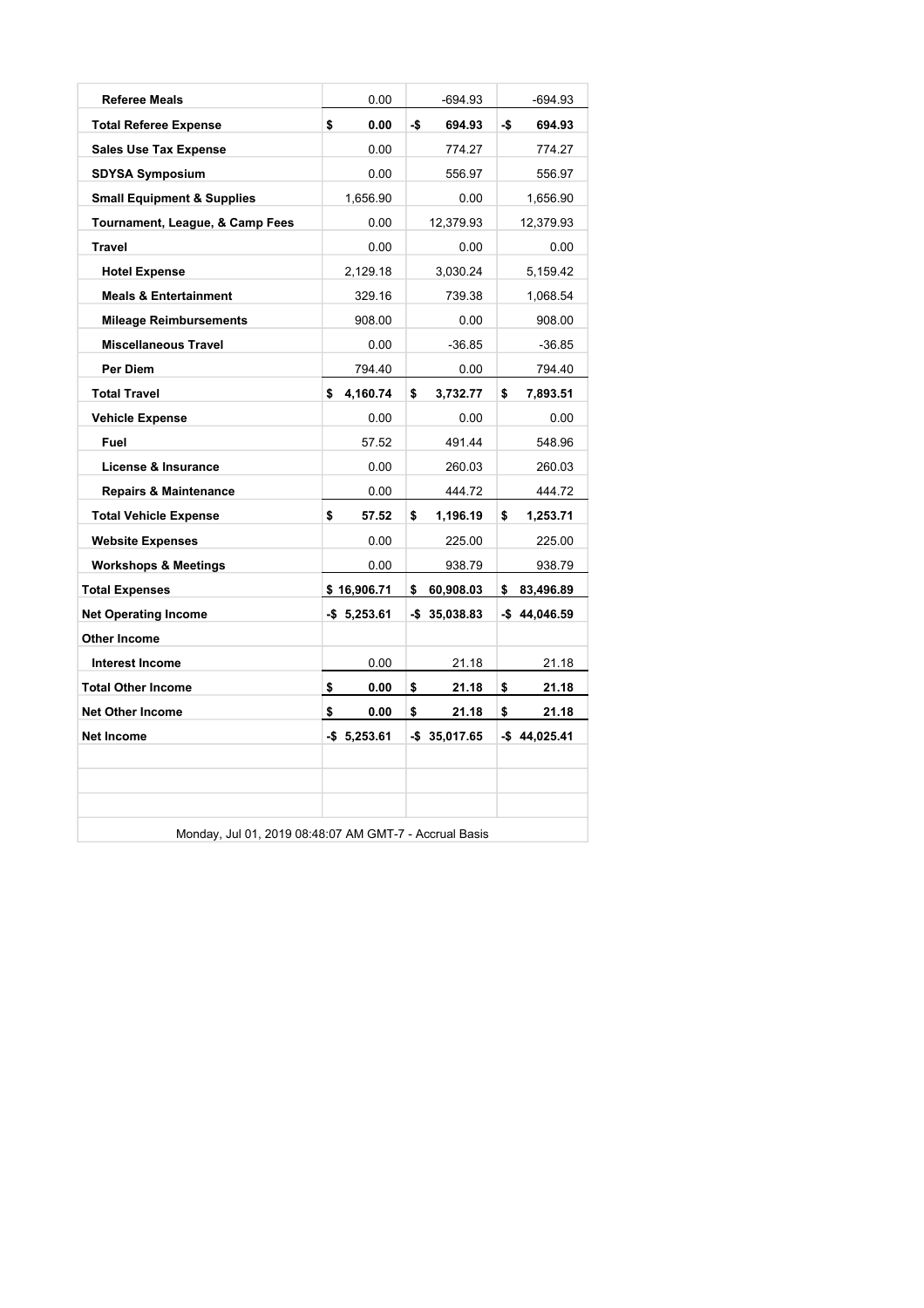| | | | |
|---|---|---|---|
| Referee Meals | 0.00 | -694.93 | -694.93 |
| **Total Referee Expense** | **$ 0.00** | **-$ 694.93** | **-$ 694.93** |
| Sales Use Tax Expense | 0.00 | 774.27 | 774.27 |
| SDYSA Symposium | 0.00 | 556.97 | 556.97 |
| Small Equipment & Supplies | 1,656.90 | 0.00 | 1,656.90 |
| Tournament, League, & Camp Fees | 0.00 | 12,379.93 | 12,379.93 |
| Travel | 0.00 | 0.00 | 0.00 |
| Hotel Expense | 2,129.18 | 3,030.24 | 5,159.42 |
| Meals & Entertainment | 329.16 | 739.38 | 1,068.54 |
| Mileage Reimbursements | 908.00 | 0.00 | 908.00 |
| Miscellaneous Travel | 0.00 | -36.85 | -36.85 |
| Per Diem | 794.40 | 0.00 | 794.40 |
| **Total Travel** | **$ 4,160.74** | **$ 3,732.77** | **$ 7,893.51** |
| Vehicle Expense | 0.00 | 0.00 | 0.00 |
| Fuel | 57.52 | 491.44 | 548.96 |
| License & Insurance | 0.00 | 260.03 | 260.03 |
| Repairs & Maintenance | 0.00 | 444.72 | 444.72 |
| **Total Vehicle Expense** | **$ 57.52** | **$ 1,196.19** | **$ 1,253.71** |
| Website Expenses | 0.00 | 225.00 | 225.00 |
| Workshops & Meetings | 0.00 | 938.79 | 938.79 |
| **Total Expenses** | **$ 16,906.71** | **$ 60,908.03** | **$ 83,496.89** |
| **Net Operating Income** | **-$ 5,253.61** | **-$ 35,038.83** | **-$ 44,046.59** |
| **Other Income** | | | |
| Interest Income | 0.00 | 21.18 | 21.18 |
| **Total Other Income** | **$ 0.00** | **$ 21.18** | **$ 21.18** |
| **Net Other Income** | **$ 0.00** | **$ 21.18** | **$ 21.18** |
| **Net Income** | **-$ 5,253.61** | **-$ 35,017.65** | **-$ 44,025.41** |

Monday, Jul 01, 2019 08:48:07 AM GMT-7 - Accrual Basis